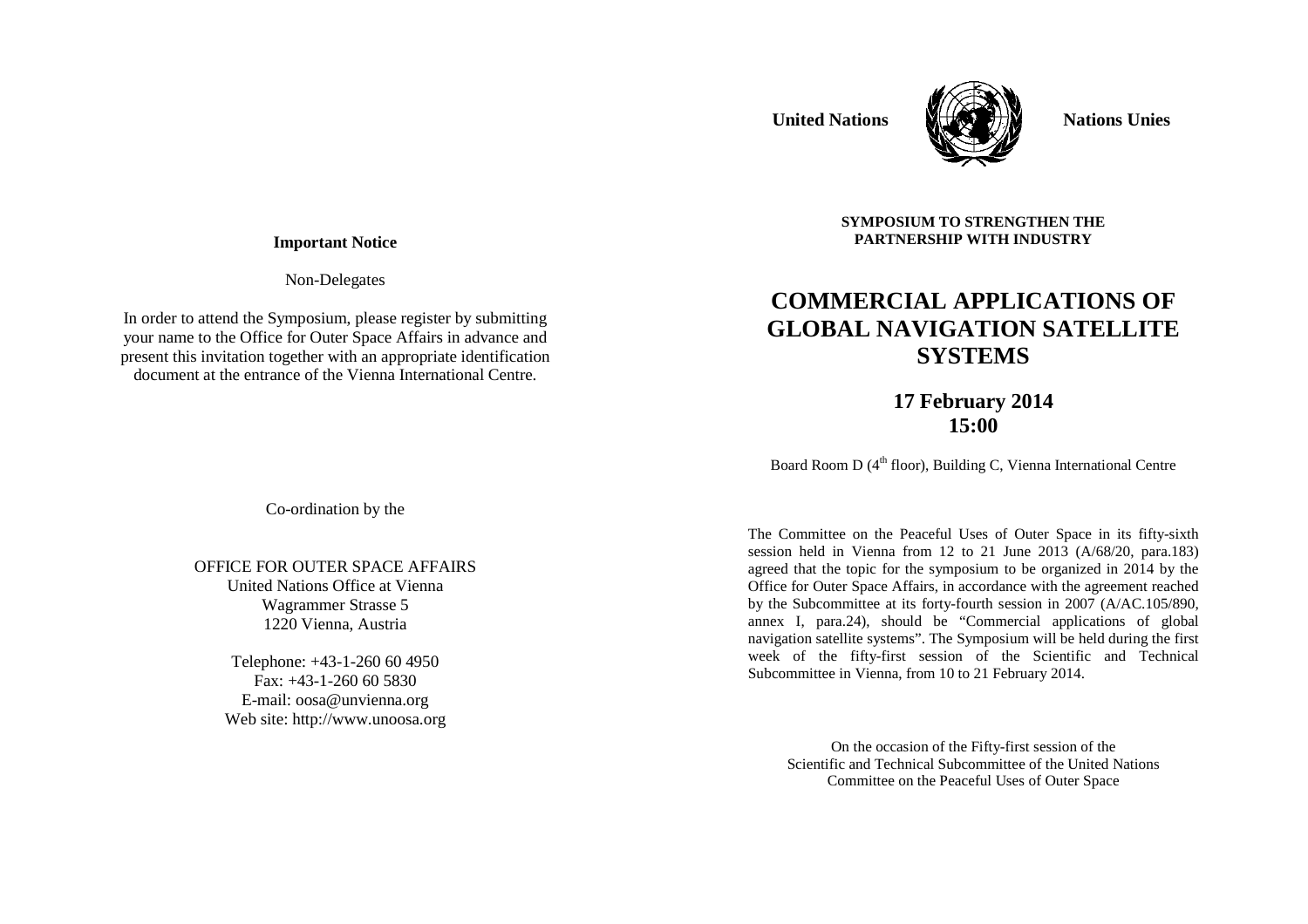**United Nations** **Nations Unies**

**SYMPOSIUM TO STRENGTHEN THE PARTNERSHIP WITH INDUSTRY**

# COMMERCIAL APPLICATIONS OF GLOBAL NAVIGATION SATELLITE SYSTEMS

## 17 February 2014
## 15:00

Board Room D (4th floor), Building C, Vienna International Centre

The Committee on the Peaceful Uses of Outer Space in its fifty-sixth session held in Vienna from 12 to 21 June 2013 (A/68/20, para.183) agreed that the topic for the symposium to be organized in 2014 by the Office for Outer Space Affairs, in accordance with the agreement reached by the Subcommittee at its forty-fourth session in 2007 (A/AC.105/890, annex I, para.24), should be "Commercial applications of global navigation satellite systems". The Symposium will be held during the first week of the fifty-first session of the Scientific and Technical Subcommittee in Vienna, from 10 to 21 February 2014.

On the occasion of the Fifty-first session of the Scientific and Technical Subcommittee of the United Nations Committee on the Peaceful Uses of Outer Space

**Important Notice**

Non-Delegates

In order to attend the Symposium, please register by submitting your name to the Office for Outer Space Affairs in advance and present this invitation together with an appropriate identification document at the entrance of the Vienna International Centre.

Co-ordination by the

OFFICE FOR OUTER SPACE AFFAIRS
United Nations Office at Vienna
Wagrammer Strasse 5
1220 Vienna, Austria

Telephone: +43-1-260 60 4950
Fax: +43-1-260 60 5830
E-mail: oosa@unvienna.org
Web site: http://www.unoosa.org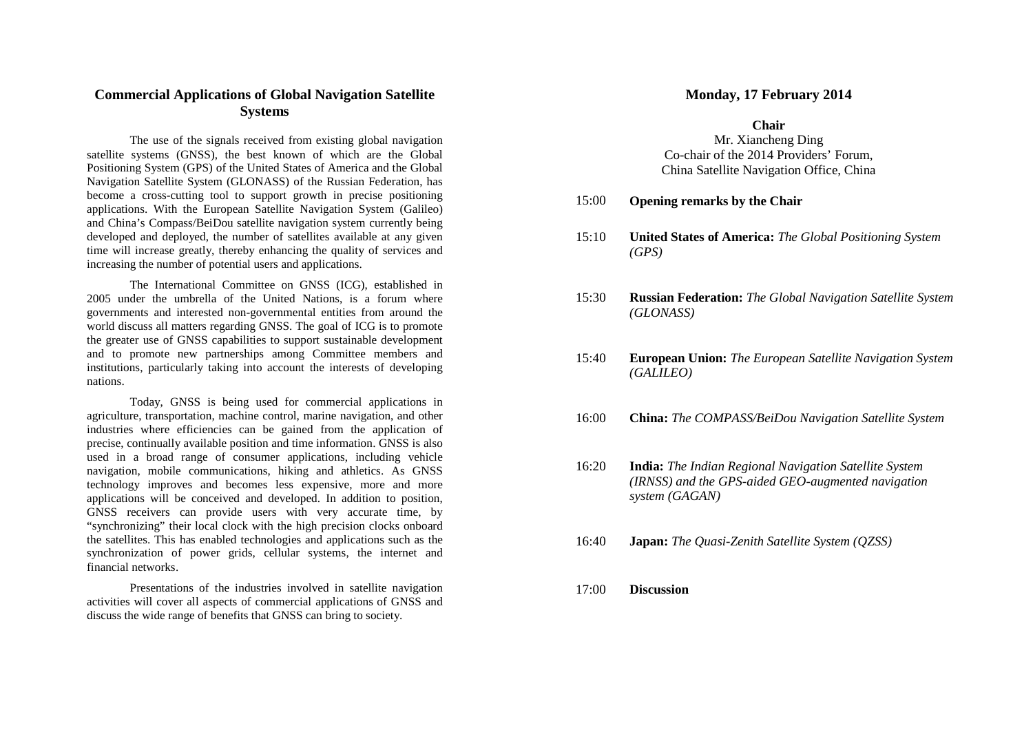## Commercial Applications of Global Navigation Satellite Systems

The use of the signals received from existing global navigation satellite systems (GNSS), the best known of which are the Global Positioning System (GPS) of the United States of America and the Global Navigation Satellite System (GLONASS) of the Russian Federation, has become a cross-cutting tool to support growth in precise positioning applications. With the European Satellite Navigation System (Galileo) and China's Compass/BeiDou satellite navigation system currently being developed and deployed, the number of satellites available at any given time will increase greatly, thereby enhancing the quality of services and increasing the number of potential users and applications.

The International Committee on GNSS (ICG), established in 2005 under the umbrella of the United Nations, is a forum where governments and interested non-governmental entities from around the world discuss all matters regarding GNSS. The goal of ICG is to promote the greater use of GNSS capabilities to support sustainable development and to promote new partnerships among Committee members and institutions, particularly taking into account the interests of developing nations.

Today, GNSS is being used for commercial applications in agriculture, transportation, machine control, marine navigation, and other industries where efficiencies can be gained from the application of precise, continually available position and time information. GNSS is also used in a broad range of consumer applications, including vehicle navigation, mobile communications, hiking and athletics. As GNSS technology improves and becomes less expensive, more and more applications will be conceived and developed. In addition to position, GNSS receivers can provide users with very accurate time, by "synchronizing" their local clock with the high precision clocks onboard the satellites. This has enabled technologies and applications such as the synchronization of power grids, cellular systems, the internet and financial networks.

Presentations of the industries involved in satellite navigation activities will cover all aspects of commercial applications of GNSS and discuss the wide range of benefits that GNSS can bring to society.

## Monday, 17 February 2014

**Chair**
Mr. Xiancheng Ding
Co-chair of the 2014 Providers' Forum,
China Satellite Navigation Office, China

15:00 **Opening remarks by the Chair**

15:10 **United States of America:** *The Global Positioning System (GPS)*

15:30 **Russian Federation:** *The Global Navigation Satellite System (GLONASS)*

15:40 **European Union:** *The European Satellite Navigation System (GALILEO)*

16:00 **China:** *The COMPASS/BeiDou Navigation Satellite System*

16:20 **India:** *The Indian Regional Navigation Satellite System (IRNSS) and the GPS-aided GEO-augmented navigation system (GAGAN)*

16:40 **Japan:** *The Quasi-Zenith Satellite System (QZSS)*

17:00 **Discussion**